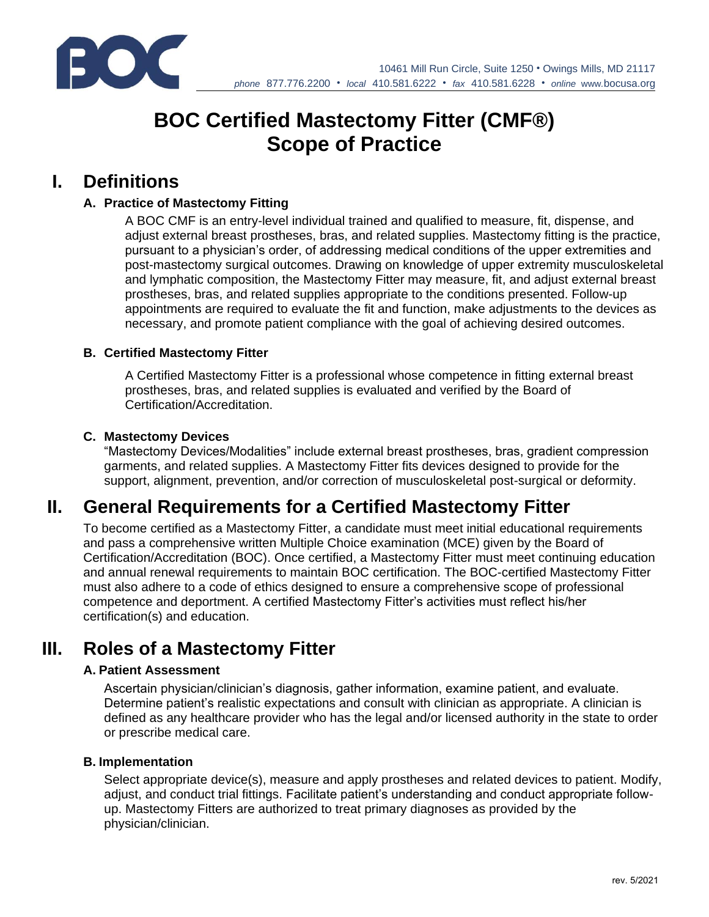10461 Mill Run Circle, Suite 1250 • Owings Mills, MD 21117
*phone* 877.776.2200 • *local* 410.581.6222 • *fax* 410.581.6228 • *online* www.bocusa.org

# BOC Certified Mastectomy Fitter (CMF®) Scope of Practice

## I. Definitions

### A. Practice of Mastectomy Fitting

A BOC CMF is an entry-level individual trained and qualified to measure, fit, dispense, and adjust external breast prostheses, bras, and related supplies. Mastectomy fitting is the practice, pursuant to a physician's order, of addressing medical conditions of the upper extremities and post-mastectomy surgical outcomes. Drawing on knowledge of upper extremity musculoskeletal and lymphatic composition, the Mastectomy Fitter may measure, fit, and adjust external breast prostheses, bras, and related supplies appropriate to the conditions presented. Follow-up appointments are required to evaluate the fit and function, make adjustments to the devices as necessary, and promote patient compliance with the goal of achieving desired outcomes.

### B. Certified Mastectomy Fitter

A Certified Mastectomy Fitter is a professional whose competence in fitting external breast prostheses, bras, and related supplies is evaluated and verified by the Board of Certification/Accreditation.

### C. Mastectomy Devices

"Mastectomy Devices/Modalities" include external breast prostheses, bras, gradient compression garments, and related supplies. A Mastectomy Fitter fits devices designed to provide for the support, alignment, prevention, and/or correction of musculoskeletal post-surgical or deformity.

## II. General Requirements for a Certified Mastectomy Fitter

To become certified as a Mastectomy Fitter, a candidate must meet initial educational requirements and pass a comprehensive written Multiple Choice examination (MCE) given by the Board of Certification/Accreditation (BOC). Once certified, a Mastectomy Fitter must meet continuing education and annual renewal requirements to maintain BOC certification. The BOC-certified Mastectomy Fitter must also adhere to a code of ethics designed to ensure a comprehensive scope of professional competence and deportment. A certified Mastectomy Fitter's activities must reflect his/her certification(s) and education.

## III. Roles of a Mastectomy Fitter

### A. Patient Assessment

Ascertain physician/clinician's diagnosis, gather information, examine patient, and evaluate. Determine patient's realistic expectations and consult with clinician as appropriate. A clinician is defined as any healthcare provider who has the legal and/or licensed authority in the state to order or prescribe medical care.

### B. Implementation

Select appropriate device(s), measure and apply prostheses and related devices to patient. Modify, adjust, and conduct trial fittings. Facilitate patient's understanding and conduct appropriate follow-up. Mastectomy Fitters are authorized to treat primary diagnoses as provided by the physician/clinician.

rev. 5/2021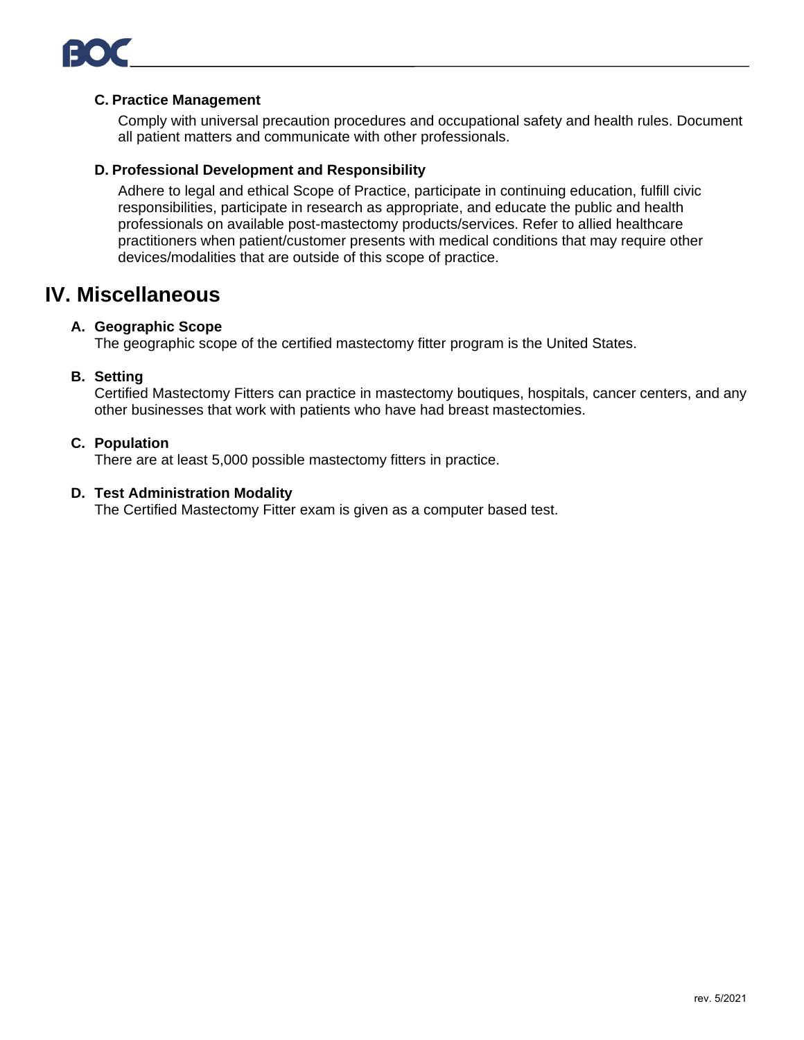### C. Practice Management

Comply with universal precaution procedures and occupational safety and health rules. Document all patient matters and communicate with other professionals.

### D. Professional Development and Responsibility

Adhere to legal and ethical Scope of Practice, participate in continuing education, fulfill civic responsibilities, participate in research as appropriate, and educate the public and health professionals on available post-mastectomy products/services. Refer to allied healthcare practitioners when patient/customer presents with medical conditions that may require other devices/modalities that are outside of this scope of practice.

## IV. Miscellaneous

### A. Geographic Scope

The geographic scope of the certified mastectomy fitter program is the United States.

### B. Setting

Certified Mastectomy Fitters can practice in mastectomy boutiques, hospitals, cancer centers, and any other businesses that work with patients who have had breast mastectomies.

### C. Population

There are at least 5,000 possible mastectomy fitters in practice.

### D. Test Administration Modality

The Certified Mastectomy Fitter exam is given as a computer based test.

rev. 5/2021